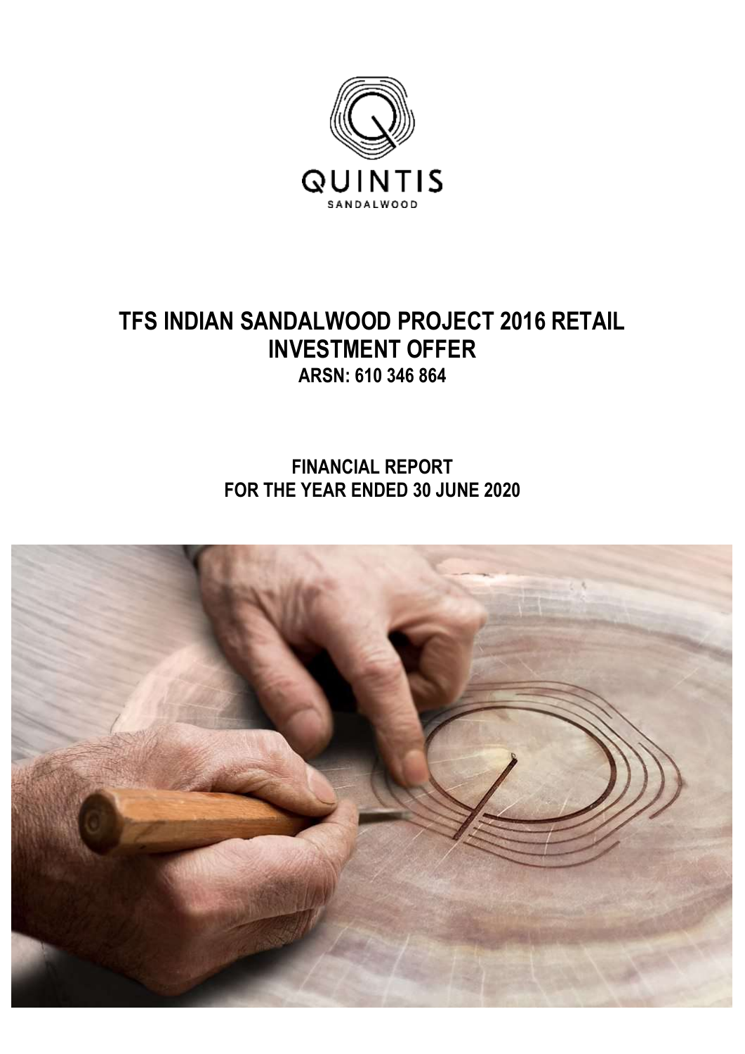QUINTIS

SANDALWOOD

# TFS INDIAN SANDALWOOD PROJECT 2016 RETAIL INVESTMENT OFFER

## ARSN: 610 346 864

## FINANCIAL REPORT
## FOR THE YEAR ENDED 30 JUNE 2020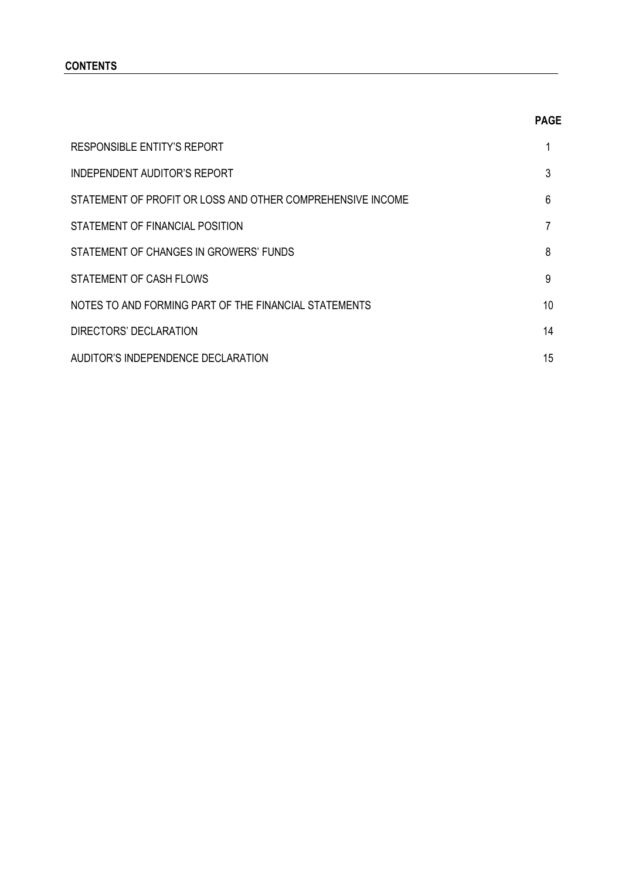## CONTENTS

| | PAGE |
|---|---|
| RESPONSIBLE ENTITY'S REPORT | 1 |
| INDEPENDENT AUDITOR'S REPORT | 3 |
| STATEMENT OF PROFIT OR LOSS AND OTHER COMPREHENSIVE INCOME | 6 |
| STATEMENT OF FINANCIAL POSITION | 7 |
| STATEMENT OF CHANGES IN GROWERS' FUNDS | 8 |
| STATEMENT OF CASH FLOWS | 9 |
| NOTES TO AND FORMING PART OF THE FINANCIAL STATEMENTS | 10 |
| DIRECTORS' DECLARATION | 14 |
| AUDITOR'S INDEPENDENCE DECLARATION | 15 |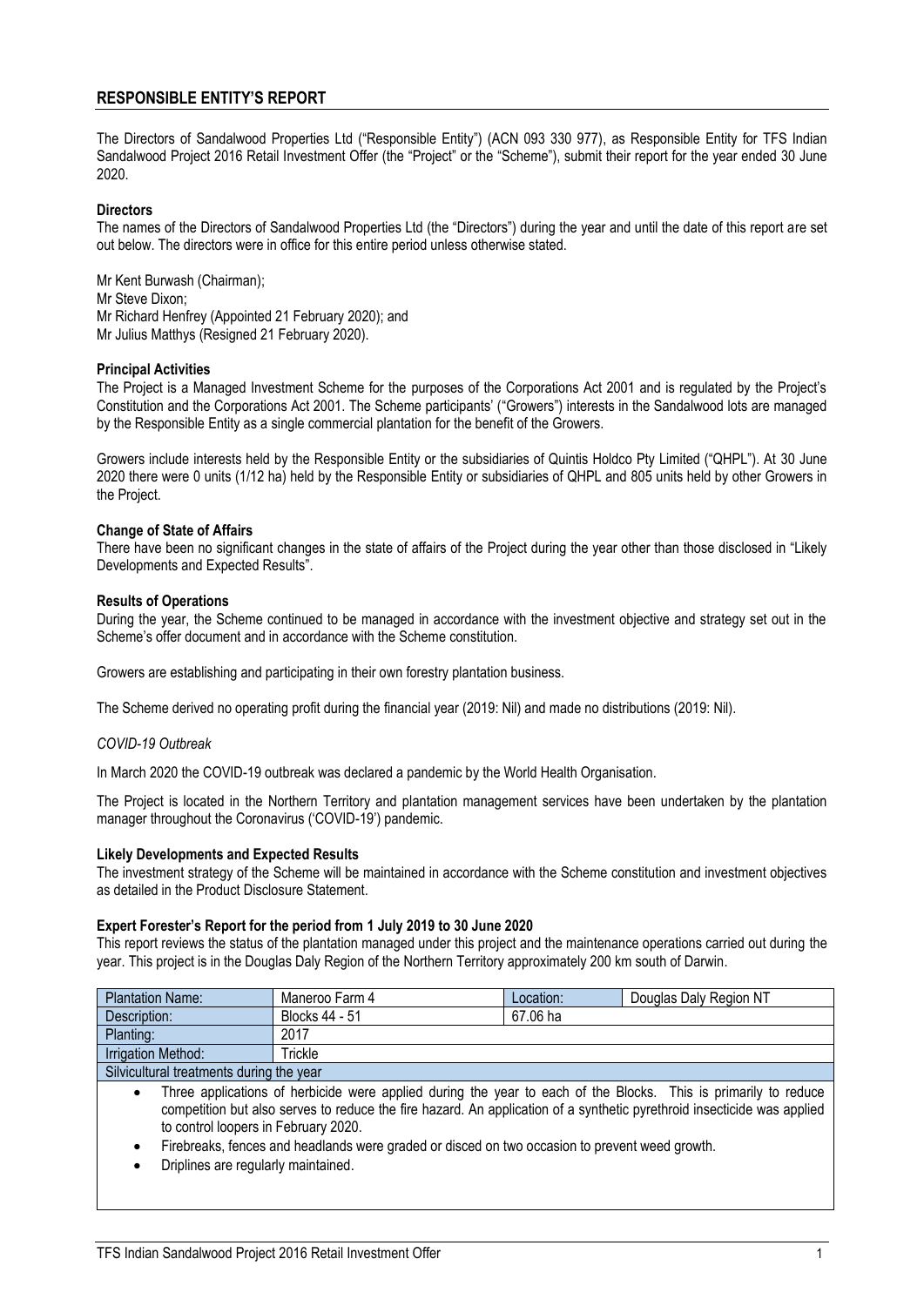## RESPONSIBLE ENTITY'S REPORT

The Directors of Sandalwood Properties Ltd ("Responsible Entity") (ACN 093 330 977), as Responsible Entity for TFS Indian Sandalwood Project 2016 Retail Investment Offer (the "Project" or the "Scheme"), submit their report for the year ended 30 June 2020.

**Directors**

The names of the Directors of Sandalwood Properties Ltd (the "Directors") during the year and until the date of this report are set out below. The directors were in office for this entire period unless otherwise stated.

Mr Kent Burwash (Chairman);
Mr Steve Dixon;
Mr Richard Henfrey (Appointed 21 February 2020); and
Mr Julius Matthys (Resigned 21 February 2020).

**Principal Activities**

The Project is a Managed Investment Scheme for the purposes of the Corporations Act 2001 and is regulated by the Project's Constitution and the Corporations Act 2001. The Scheme participants' ("Growers") interests in the Sandalwood lots are managed by the Responsible Entity as a single commercial plantation for the benefit of the Growers.

Growers include interests held by the Responsible Entity or the subsidiaries of Quintis Holdco Pty Limited ("QHPL"). At 30 June 2020 there were 0 units (1/12 ha) held by the Responsible Entity or subsidiaries of QHPL and 805 units held by other Growers in the Project.

**Change of State of Affairs**

There have been no significant changes in the state of affairs of the Project during the year other than those disclosed in "Likely Developments and Expected Results".

**Results of Operations**

During the year, the Scheme continued to be managed in accordance with the investment objective and strategy set out in the Scheme's offer document and in accordance with the Scheme constitution.

Growers are establishing and participating in their own forestry plantation business.

The Scheme derived no operating profit during the financial year (2019: Nil) and made no distributions (2019: Nil).

*COVID-19 Outbreak*

In March 2020 the COVID-19 outbreak was declared a pandemic by the World Health Organisation.

The Project is located in the Northern Territory and plantation management services have been undertaken by the plantation manager throughout the Coronavirus ('COVID-19') pandemic.

**Likely Developments and Expected Results**

The investment strategy of the Scheme will be maintained in accordance with the Scheme constitution and investment objectives as detailed in the Product Disclosure Statement.

**Expert Forester's Report for the period from 1 July 2019 to 30 June 2020**

This report reviews the status of the plantation managed under this project and the maintenance operations carried out during the year. This project is in the Douglas Daly Region of the Northern Territory approximately 200 km south of Darwin.

| Plantation Name: | Maneroo Farm 4 | Location: | Douglas Daly Region NT |
|---|---|---|---|
| Description: | Blocks 44 - 51 | 67.06 ha | |
| Planting: | 2017 | | |
| Irrigation Method: | Trickle | | |
| Silvicultural treatments during the year | | | |

- Three applications of herbicide were applied during the year to each of the Blocks. This is primarily to reduce competition but also serves to reduce the fire hazard. An application of a synthetic pyrethroid insecticide was applied to control loopers in February 2020.
- Firebreaks, fences and headlands were graded or disced on two occasion to prevent weed growth.
- Driplines are regularly maintained.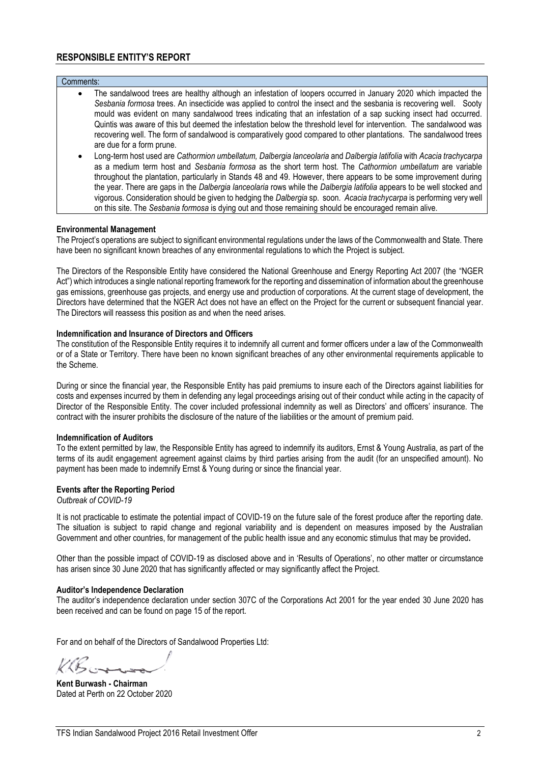## RESPONSIBLE ENTITY'S REPORT

| Comments: |
| --- |
| • The sandalwood trees are healthy although an infestation of loopers occurred in January 2020 which impacted the *Sesbania formosa* trees. An insecticide was applied to control the insect and the sesbania is recovering well. Sooty mould was evident on many sandalwood trees indicating that an infestation of a sap sucking insect had occurred. Quintis was aware of this but deemed the infestation below the threshold level for intervention. The sandalwood was recovering well. The form of sandalwood is comparatively good compared to other plantations. The sandalwood trees are due for a form prune. • Long-term host used are *Cathormion umbellatum, Dalbergia lanceolaria* and *Dalbergia latifolia* with *Acacia trachycarpa* as a medium term host and *Sesbania formosa* as the short term host. The *Cathormion umbellatum* are variable throughout the plantation, particularly in Stands 48 and 49. However, there appears to be some improvement during the year. There are gaps in the *Dalbergia lanceolaria* rows while the *Dalbergia latifolia* appears to be well stocked and vigorous. Consideration should be given to hedging the *Dalbergia* sp. soon. *Acacia trachycarpa* is performing very well on this site. The *Sesbania formosa* is dying out and those remaining should be encouraged remain alive. |

**Environmental Management**

The Project's operations are subject to significant environmental regulations under the laws of the Commonwealth and State. There have been no significant known breaches of any environmental regulations to which the Project is subject.

The Directors of the Responsible Entity have considered the National Greenhouse and Energy Reporting Act 2007 (the "NGER Act") which introduces a single national reporting framework for the reporting and dissemination of information about the greenhouse gas emissions, greenhouse gas projects, and energy use and production of corporations. At the current stage of development, the Directors have determined that the NGER Act does not have an effect on the Project for the current or subsequent financial year. The Directors will reassess this position as and when the need arises.

**Indemnification and Insurance of Directors and Officers**

The constitution of the Responsible Entity requires it to indemnify all current and former officers under a law of the Commonwealth or of a State or Territory. There have been no known significant breaches of any other environmental requirements applicable to the Scheme.

During or since the financial year, the Responsible Entity has paid premiums to insure each of the Directors against liabilities for costs and expenses incurred by them in defending any legal proceedings arising out of their conduct while acting in the capacity of Director of the Responsible Entity. The cover included professional indemnity as well as Directors' and officers' insurance. The contract with the insurer prohibits the disclosure of the nature of the liabilities or the amount of premium paid.

**Indemnification of Auditors**

To the extent permitted by law, the Responsible Entity has agreed to indemnify its auditors, Ernst & Young Australia, as part of the terms of its audit engagement agreement against claims by third parties arising from the audit (for an unspecified amount). No payment has been made to indemnify Ernst & Young during or since the financial year.

**Events after the Reporting Period**

*Outbreak of COVID-19*

It is not practicable to estimate the potential impact of COVID-19 on the future sale of the forest produce after the reporting date. The situation is subject to rapid change and regional variability and is dependent on measures imposed by the Australian Government and other countries, for management of the public health issue and any economic stimulus that may be provided**.**

Other than the possible impact of COVID-19 as disclosed above and in 'Results of Operations', no other matter or circumstance has arisen since 30 June 2020 that has significantly affected or may significantly affect the Project.

**Auditor's Independence Declaration**

The auditor's independence declaration under section 307C of the Corporations Act 2001 for the year ended 30 June 2020 has been received and can be found on page 15 of the report.

For and on behalf of the Directors of Sandalwood Properties Ltd:

**Kent Burwash - Chairman**

Dated at Perth on 22 October 2020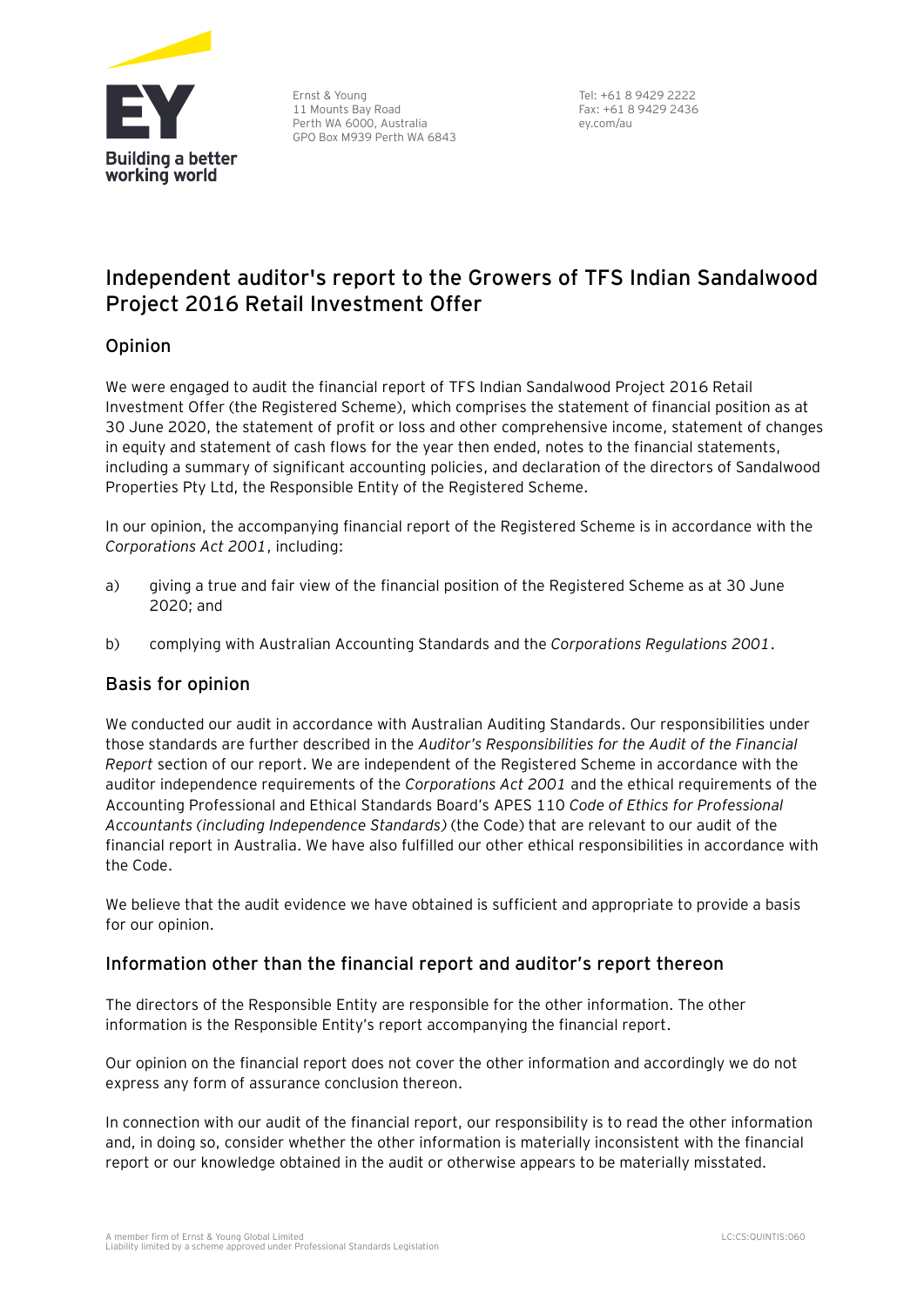Ernst & Young
11 Mounts Bay Road
Perth WA 6000, Australia
GPO Box M939 Perth WA 6843

Tel: +61 8 9429 2222
Fax: +61 8 9429 2436
ey.com/au

# Independent auditor's report to the Growers of TFS Indian Sandalwood Project 2016 Retail Investment Offer

## Opinion

We were engaged to audit the financial report of TFS Indian Sandalwood Project 2016 Retail Investment Offer (the Registered Scheme), which comprises the statement of financial position as at 30 June 2020, the statement of profit or loss and other comprehensive income, statement of changes in equity and statement of cash flows for the year then ended, notes to the financial statements, including a summary of significant accounting policies, and declaration of the directors of Sandalwood Properties Pty Ltd, the Responsible Entity of the Registered Scheme.

In our opinion, the accompanying financial report of the Registered Scheme is in accordance with the *Corporations Act 2001*, including:

a) giving a true and fair view of the financial position of the Registered Scheme as at 30 June 2020; and

b) complying with Australian Accounting Standards and the *Corporations Regulations 2001*.

## Basis for opinion

We conducted our audit in accordance with Australian Auditing Standards. Our responsibilities under those standards are further described in the *Auditor's Responsibilities for the Audit of the Financial Report* section of our report. We are independent of the Registered Scheme in accordance with the auditor independence requirements of the *Corporations Act 2001* and the ethical requirements of the Accounting Professional and Ethical Standards Board's APES 110 *Code of Ethics for Professional Accountants (including Independence Standards)* (the Code) that are relevant to our audit of the financial report in Australia. We have also fulfilled our other ethical responsibilities in accordance with the Code.

We believe that the audit evidence we have obtained is sufficient and appropriate to provide a basis for our opinion.

## Information other than the financial report and auditor's report thereon

The directors of the Responsible Entity are responsible for the other information. The other information is the Responsible Entity's report accompanying the financial report.

Our opinion on the financial report does not cover the other information and accordingly we do not express any form of assurance conclusion thereon.

In connection with our audit of the financial report, our responsibility is to read the other information and, in doing so, consider whether the other information is materially inconsistent with the financial report or our knowledge obtained in the audit or otherwise appears to be materially misstated.

A member firm of Ernst & Young Global Limited
Liability limited by a scheme approved under Professional Standards Legislation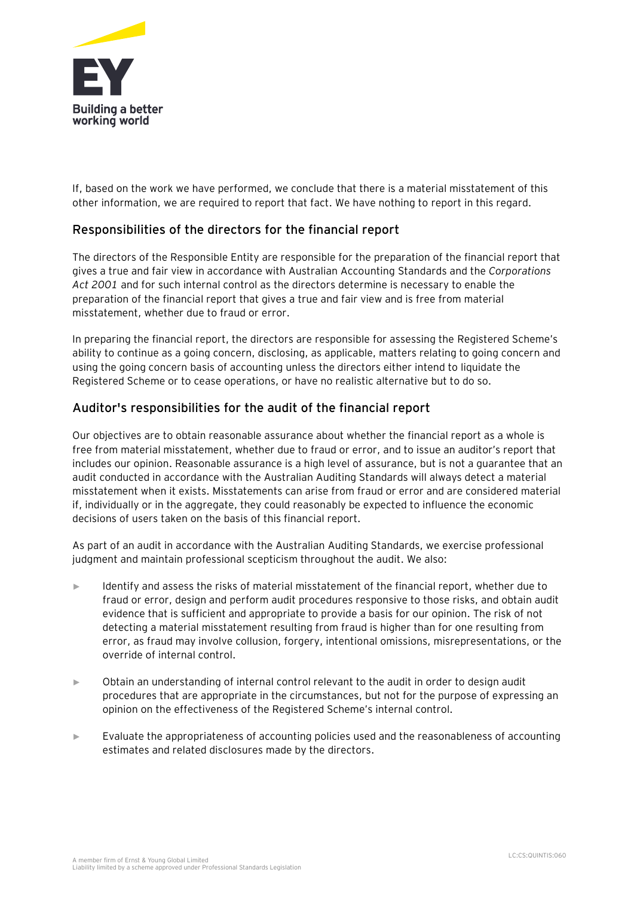If, based on the work we have performed, we conclude that there is a material misstatement of this other information, we are required to report that fact. We have nothing to report in this regard.

## Responsibilities of the directors for the financial report

The directors of the Responsible Entity are responsible for the preparation of the financial report that gives a true and fair view in accordance with Australian Accounting Standards and the *Corporations Act 2001* and for such internal control as the directors determine is necessary to enable the preparation of the financial report that gives a true and fair view and is free from material misstatement, whether due to fraud or error.

In preparing the financial report, the directors are responsible for assessing the Registered Scheme's ability to continue as a going concern, disclosing, as applicable, matters relating to going concern and using the going concern basis of accounting unless the directors either intend to liquidate the Registered Scheme or to cease operations, or have no realistic alternative but to do so.

## Auditor's responsibilities for the audit of the financial report

Our objectives are to obtain reasonable assurance about whether the financial report as a whole is free from material misstatement, whether due to fraud or error, and to issue an auditor's report that includes our opinion. Reasonable assurance is a high level of assurance, but is not a guarantee that an audit conducted in accordance with the Australian Auditing Standards will always detect a material misstatement when it exists. Misstatements can arise from fraud or error and are considered material if, individually or in the aggregate, they could reasonably be expected to influence the economic decisions of users taken on the basis of this financial report.

As part of an audit in accordance with the Australian Auditing Standards, we exercise professional judgment and maintain professional scepticism throughout the audit. We also:

- Identify and assess the risks of material misstatement of the financial report, whether due to fraud or error, design and perform audit procedures responsive to those risks, and obtain audit evidence that is sufficient and appropriate to provide a basis for our opinion. The risk of not detecting a material misstatement resulting from fraud is higher than for one resulting from error, as fraud may involve collusion, forgery, intentional omissions, misrepresentations, or the override of internal control.

- Obtain an understanding of internal control relevant to the audit in order to design audit procedures that are appropriate in the circumstances, but not for the purpose of expressing an opinion on the effectiveness of the Registered Scheme's internal control.

- Evaluate the appropriateness of accounting policies used and the reasonableness of accounting estimates and related disclosures made by the directors.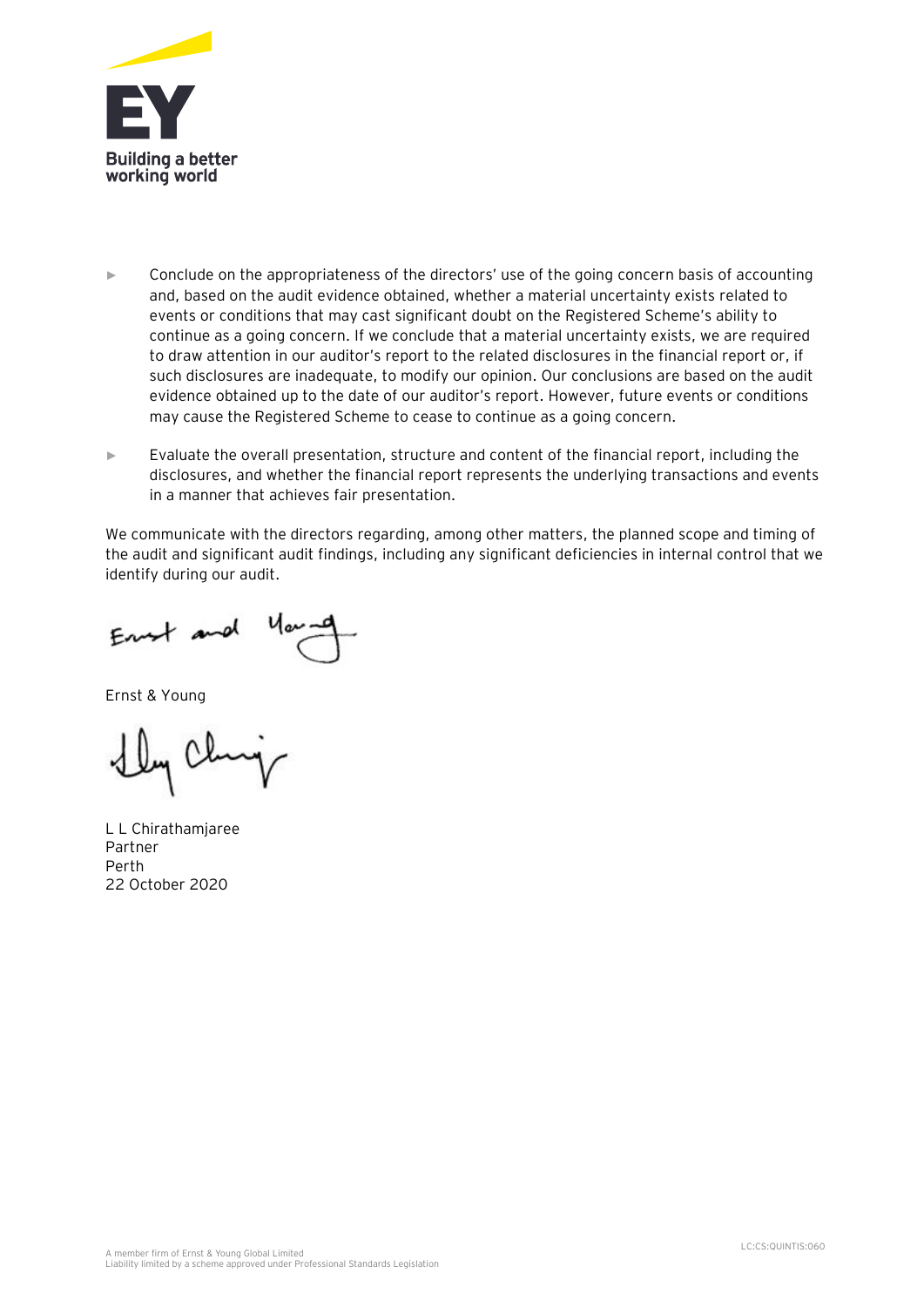- Conclude on the appropriateness of the directors' use of the going concern basis of accounting and, based on the audit evidence obtained, whether a material uncertainty exists related to events or conditions that may cast significant doubt on the Registered Scheme's ability to continue as a going concern. If we conclude that a material uncertainty exists, we are required to draw attention in our auditor's report to the related disclosures in the financial report or, if such disclosures are inadequate, to modify our opinion. Our conclusions are based on the audit evidence obtained up to the date of our auditor's report. However, future events or conditions may cause the Registered Scheme to cease to continue as a going concern.

- Evaluate the overall presentation, structure and content of the financial report, including the disclosures, and whether the financial report represents the underlying transactions and events in a manner that achieves fair presentation.

We communicate with the directors regarding, among other matters, the planned scope and timing of the audit and significant audit findings, including any significant deficiencies in internal control that we identify during our audit.

Ernst & Young

L L Chirathamjaree
Partner
Perth
22 October 2020

A member firm of Ernst & Young Global Limited
Liability limited by a scheme approved under Professional Standards Legislation

LC:CS:QUINTIS:060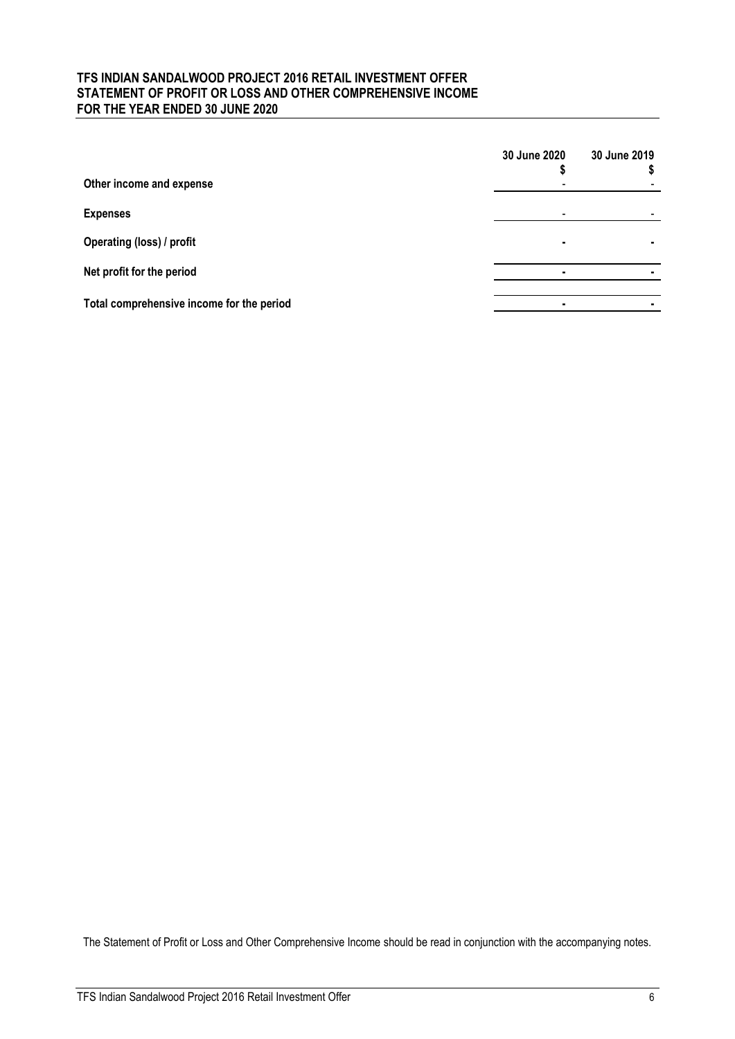**TFS INDIAN SANDALWOOD PROJECT 2016 RETAIL INVESTMENT OFFER**
**STATEMENT OF PROFIT OR LOSS AND OTHER COMPREHENSIVE INCOME**
**FOR THE YEAR ENDED 30 JUNE 2020**

| | 30 June 2020<br>$ | 30 June 2019<br>$ |
|---|---|---|
| **Other income and expense** | - | - |
| **Expenses** | - | - |
| **Operating (loss) / profit** | - | - |
| **Net profit for the period** | - | - |
| **Total comprehensive income for the period** | - | - |

The Statement of Profit or Loss and Other Comprehensive Income should be read in conjunction with the accompanying notes.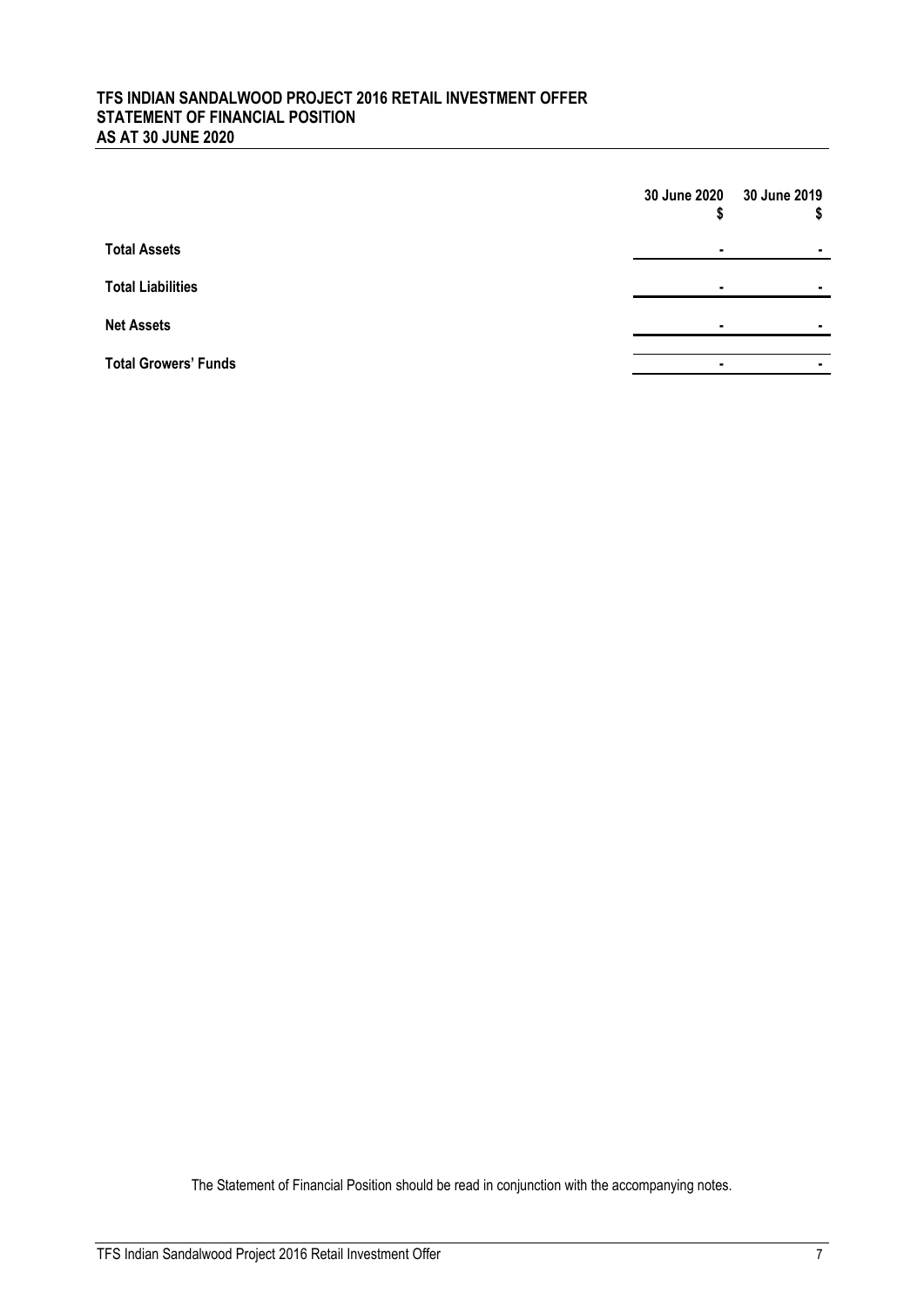**TFS INDIAN SANDALWOOD PROJECT 2016 RETAIL INVESTMENT OFFER**
**STATEMENT OF FINANCIAL POSITION**
**AS AT 30 JUNE 2020**

| | 30 June 2020<br>$ | 30 June 2019<br>$ |
|---|---|---|
| **Total Assets** | - | - |
| **Total Liabilities** | - | - |
| **Net Assets** | - | - |
| **Total Growers' Funds** | - | - |

The Statement of Financial Position should be read in conjunction with the accompanying notes.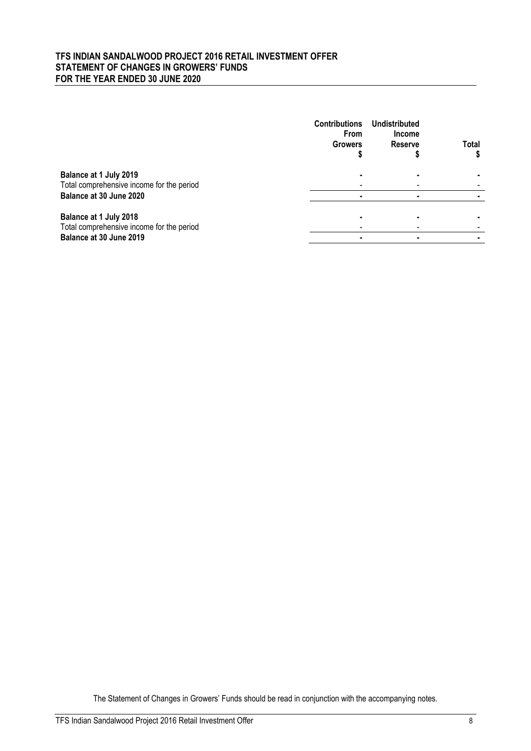# TFS INDIAN SANDALWOOD PROJECT 2016 RETAIL INVESTMENT OFFER
## STATEMENT OF CHANGES IN GROWERS' FUNDS
## FOR THE YEAR ENDED 30 JUNE 2020

| | Contributions From Growers $ | Undistributed Income Reserve $ | Total $ |
|---|---|---|---|
| **Balance at 1 July 2019** | **-** | **-** | **-** |
| Total comprehensive income for the period | - | - | - |
| **Balance at 30 June 2020** | **-** | **-** | **-** |
| | | | |
| **Balance at 1 July 2018** | **-** | **-** | **-** |
| Total comprehensive income for the period | - | - | - |
| **Balance at 30 June 2019** | **-** | **-** | **-** |

The Statement of Changes in Growers' Funds should be read in conjunction with the accompanying notes.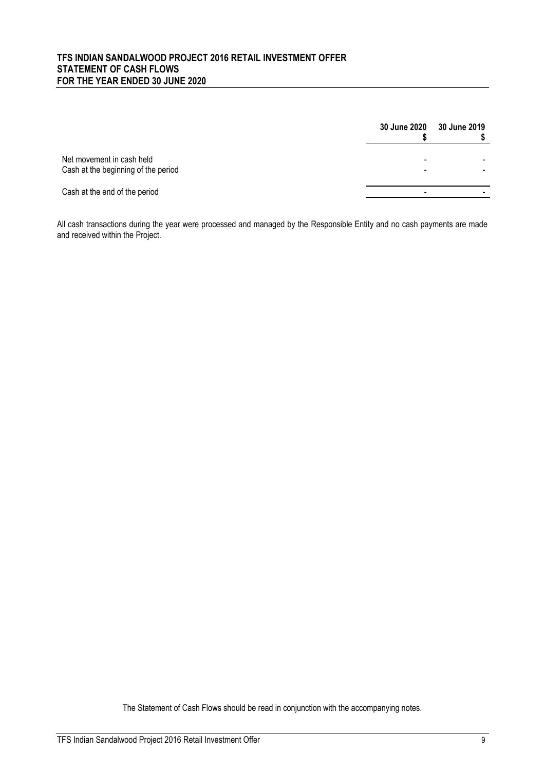# TFS INDIAN SANDALWOOD PROJECT 2016 RETAIL INVESTMENT OFFER
## STATEMENT OF CASH FLOWS
## FOR THE YEAR ENDED 30 JUNE 2020

| | 30 June 2020 $ | 30 June 2019 $ |
|---|---|---|
| Net movement in cash held | - | - |
| Cash at the beginning of the period | - | - |
| Cash at the end of the period | - | - |

All cash transactions during the year were processed and managed by the Responsible Entity and no cash payments are made and received within the Project.

The Statement of Cash Flows should be read in conjunction with the accompanying notes.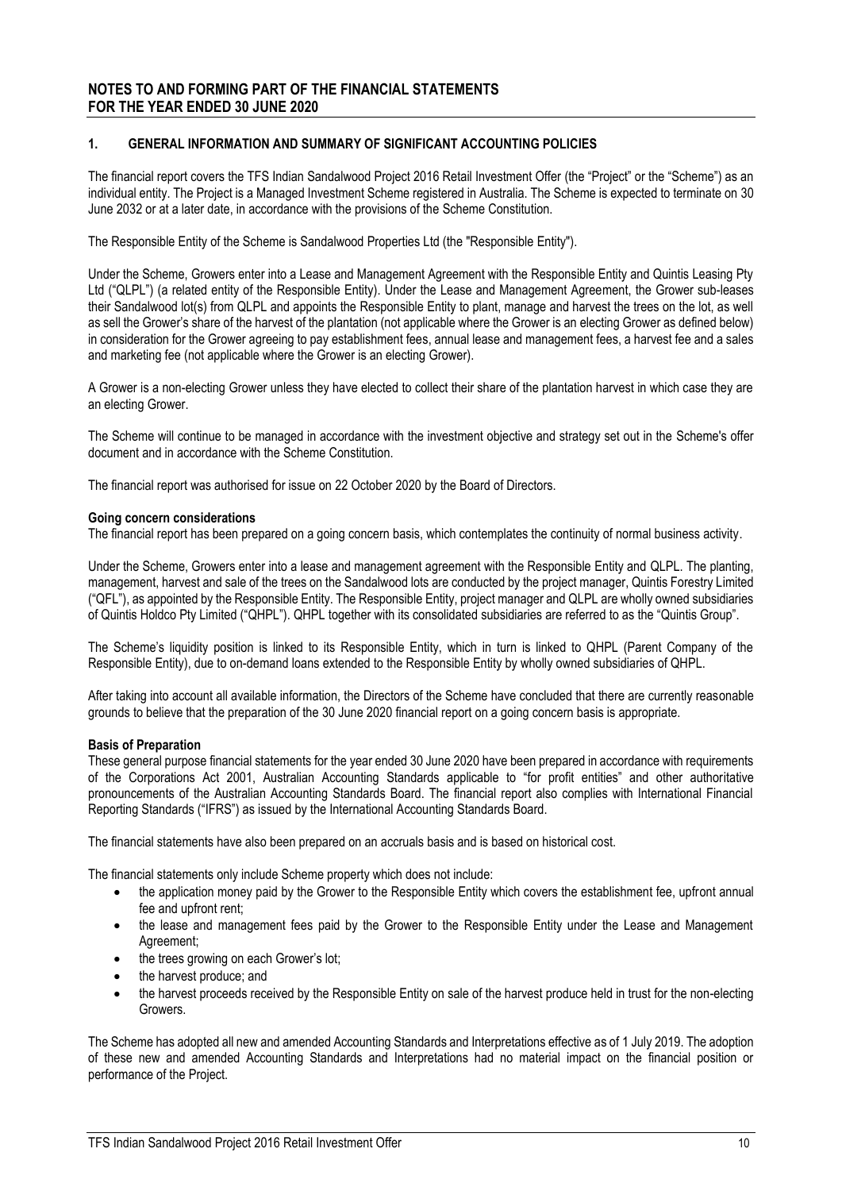# NOTES TO AND FORMING PART OF THE FINANCIAL STATEMENTS FOR THE YEAR ENDED 30 JUNE 2020

## 1. GENERAL INFORMATION AND SUMMARY OF SIGNIFICANT ACCOUNTING POLICIES

The financial report covers the TFS Indian Sandalwood Project 2016 Retail Investment Offer (the "Project" or the "Scheme") as an individual entity. The Project is a Managed Investment Scheme registered in Australia. The Scheme is expected to terminate on 30 June 2032 or at a later date, in accordance with the provisions of the Scheme Constitution.

The Responsible Entity of the Scheme is Sandalwood Properties Ltd (the "Responsible Entity").

Under the Scheme, Growers enter into a Lease and Management Agreement with the Responsible Entity and Quintis Leasing Pty Ltd ("QLPL") (a related entity of the Responsible Entity). Under the Lease and Management Agreement, the Grower sub-leases their Sandalwood lot(s) from QLPL and appoints the Responsible Entity to plant, manage and harvest the trees on the lot, as well as sell the Grower's share of the harvest of the plantation (not applicable where the Grower is an electing Grower as defined below) in consideration for the Grower agreeing to pay establishment fees, annual lease and management fees, a harvest fee and a sales and marketing fee (not applicable where the Grower is an electing Grower).

A Grower is a non-electing Grower unless they have elected to collect their share of the plantation harvest in which case they are an electing Grower.

The Scheme will continue to be managed in accordance with the investment objective and strategy set out in the Scheme's offer document and in accordance with the Scheme Constitution.

The financial report was authorised for issue on 22 October 2020 by the Board of Directors.

**Going concern considerations**

The financial report has been prepared on a going concern basis, which contemplates the continuity of normal business activity.

Under the Scheme, Growers enter into a lease and management agreement with the Responsible Entity and QLPL. The planting, management, harvest and sale of the trees on the Sandalwood lots are conducted by the project manager, Quintis Forestry Limited ("QFL"), as appointed by the Responsible Entity. The Responsible Entity, project manager and QLPL are wholly owned subsidiaries of Quintis Holdco Pty Limited ("QHPL"). QHPL together with its consolidated subsidiaries are referred to as the "Quintis Group".

The Scheme's liquidity position is linked to its Responsible Entity, which in turn is linked to QHPL (Parent Company of the Responsible Entity), due to on-demand loans extended to the Responsible Entity by wholly owned subsidiaries of QHPL.

After taking into account all available information, the Directors of the Scheme have concluded that there are currently reasonable grounds to believe that the preparation of the 30 June 2020 financial report on a going concern basis is appropriate.

**Basis of Preparation**

These general purpose financial statements for the year ended 30 June 2020 have been prepared in accordance with requirements of the Corporations Act 2001, Australian Accounting Standards applicable to "for profit entities" and other authoritative pronouncements of the Australian Accounting Standards Board. The financial report also complies with International Financial Reporting Standards ("IFRS") as issued by the International Accounting Standards Board.

The financial statements have also been prepared on an accruals basis and is based on historical cost.

The financial statements only include Scheme property which does not include:

- the application money paid by the Grower to the Responsible Entity which covers the establishment fee, upfront annual fee and upfront rent;
- the lease and management fees paid by the Grower to the Responsible Entity under the Lease and Management Agreement;
- the trees growing on each Grower's lot;
- the harvest produce; and
- the harvest proceeds received by the Responsible Entity on sale of the harvest produce held in trust for the non-electing Growers.

The Scheme has adopted all new and amended Accounting Standards and Interpretations effective as of 1 July 2019. The adoption of these new and amended Accounting Standards and Interpretations had no material impact on the financial position or performance of the Project.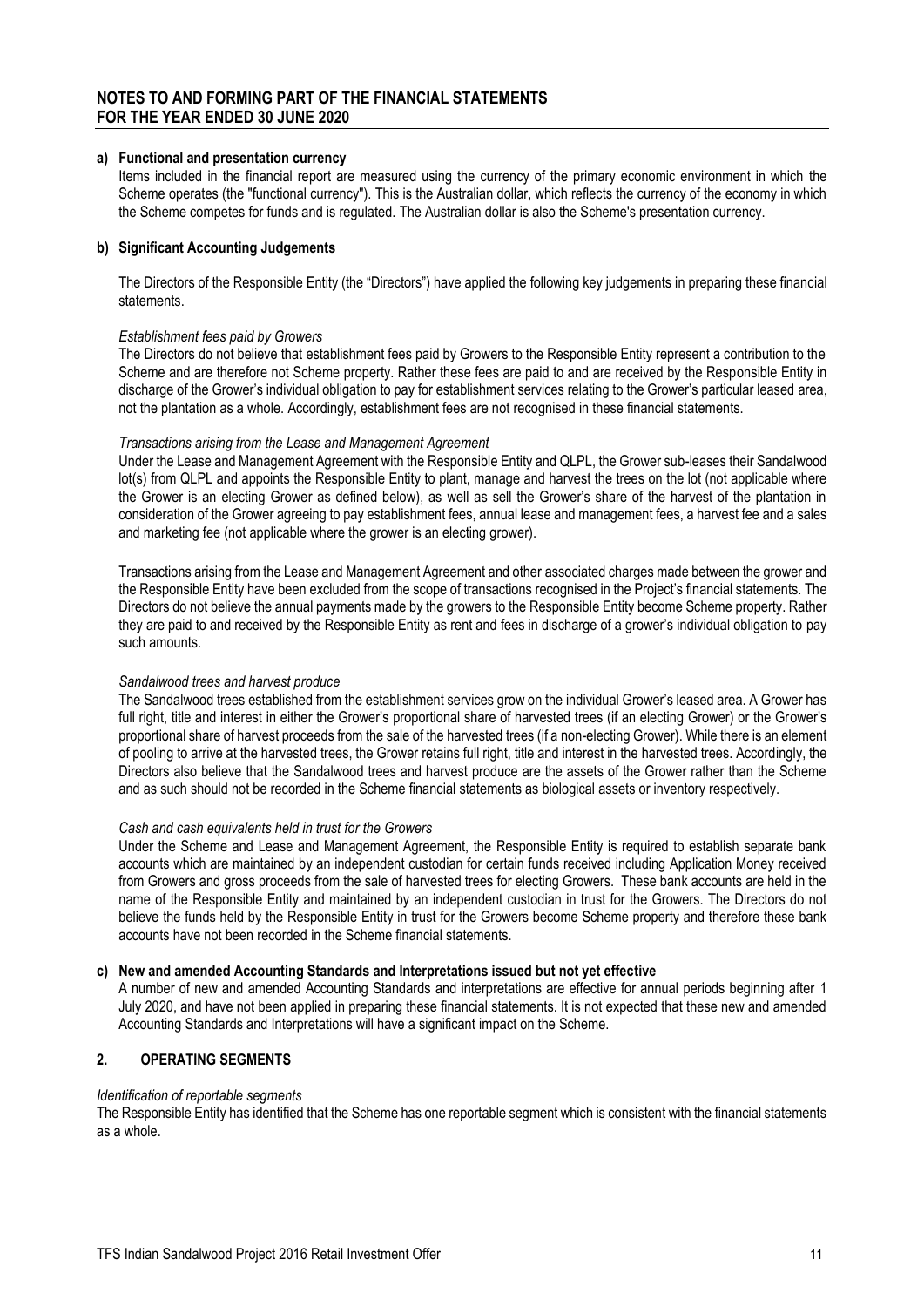## NOTES TO AND FORMING PART OF THE FINANCIAL STATEMENTS
## FOR THE YEAR ENDED 30 JUNE 2020

**a) Functional and presentation currency**

Items included in the financial report are measured using the currency of the primary economic environment in which the Scheme operates (the "functional currency"). This is the Australian dollar, which reflects the currency of the economy in which the Scheme competes for funds and is regulated. The Australian dollar is also the Scheme's presentation currency.

**b) Significant Accounting Judgements**

The Directors of the Responsible Entity (the "Directors") have applied the following key judgements in preparing these financial statements.

*Establishment fees paid by Growers*

The Directors do not believe that establishment fees paid by Growers to the Responsible Entity represent a contribution to the Scheme and are therefore not Scheme property. Rather these fees are paid to and are received by the Responsible Entity in discharge of the Grower's individual obligation to pay for establishment services relating to the Grower's particular leased area, not the plantation as a whole. Accordingly, establishment fees are not recognised in these financial statements.

*Transactions arising from the Lease and Management Agreement*

Under the Lease and Management Agreement with the Responsible Entity and QLPL, the Grower sub-leases their Sandalwood lot(s) from QLPL and appoints the Responsible Entity to plant, manage and harvest the trees on the lot (not applicable where the Grower is an electing Grower as defined below), as well as sell the Grower's share of the harvest of the plantation in consideration of the Grower agreeing to pay establishment fees, annual lease and management fees, a harvest fee and a sales and marketing fee (not applicable where the grower is an electing grower).

Transactions arising from the Lease and Management Agreement and other associated charges made between the grower and the Responsible Entity have been excluded from the scope of transactions recognised in the Project's financial statements. The Directors do not believe the annual payments made by the growers to the Responsible Entity become Scheme property. Rather they are paid to and received by the Responsible Entity as rent and fees in discharge of a grower's individual obligation to pay such amounts.

*Sandalwood trees and harvest produce*

The Sandalwood trees established from the establishment services grow on the individual Grower's leased area. A Grower has full right, title and interest in either the Grower's proportional share of harvested trees (if an electing Grower) or the Grower's proportional share of harvest proceeds from the sale of the harvested trees (if a non-electing Grower). While there is an element of pooling to arrive at the harvested trees, the Grower retains full right, title and interest in the harvested trees. Accordingly, the Directors also believe that the Sandalwood trees and harvest produce are the assets of the Grower rather than the Scheme and as such should not be recorded in the Scheme financial statements as biological assets or inventory respectively.

*Cash and cash equivalents held in trust for the Growers*

Under the Scheme and Lease and Management Agreement, the Responsible Entity is required to establish separate bank accounts which are maintained by an independent custodian for certain funds received including Application Money received from Growers and gross proceeds from the sale of harvested trees for electing Growers. These bank accounts are held in the name of the Responsible Entity and maintained by an independent custodian in trust for the Growers. The Directors do not believe the funds held by the Responsible Entity in trust for the Growers become Scheme property and therefore these bank accounts have not been recorded in the Scheme financial statements.

**c) New and amended Accounting Standards and Interpretations issued but not yet effective**

A number of new and amended Accounting Standards and interpretations are effective for annual periods beginning after 1 July 2020, and have not been applied in preparing these financial statements. It is not expected that these new and amended Accounting Standards and Interpretations will have a significant impact on the Scheme.

## 2. OPERATING SEGMENTS

*Identification of reportable segments*

The Responsible Entity has identified that the Scheme has one reportable segment which is consistent with the financial statements as a whole.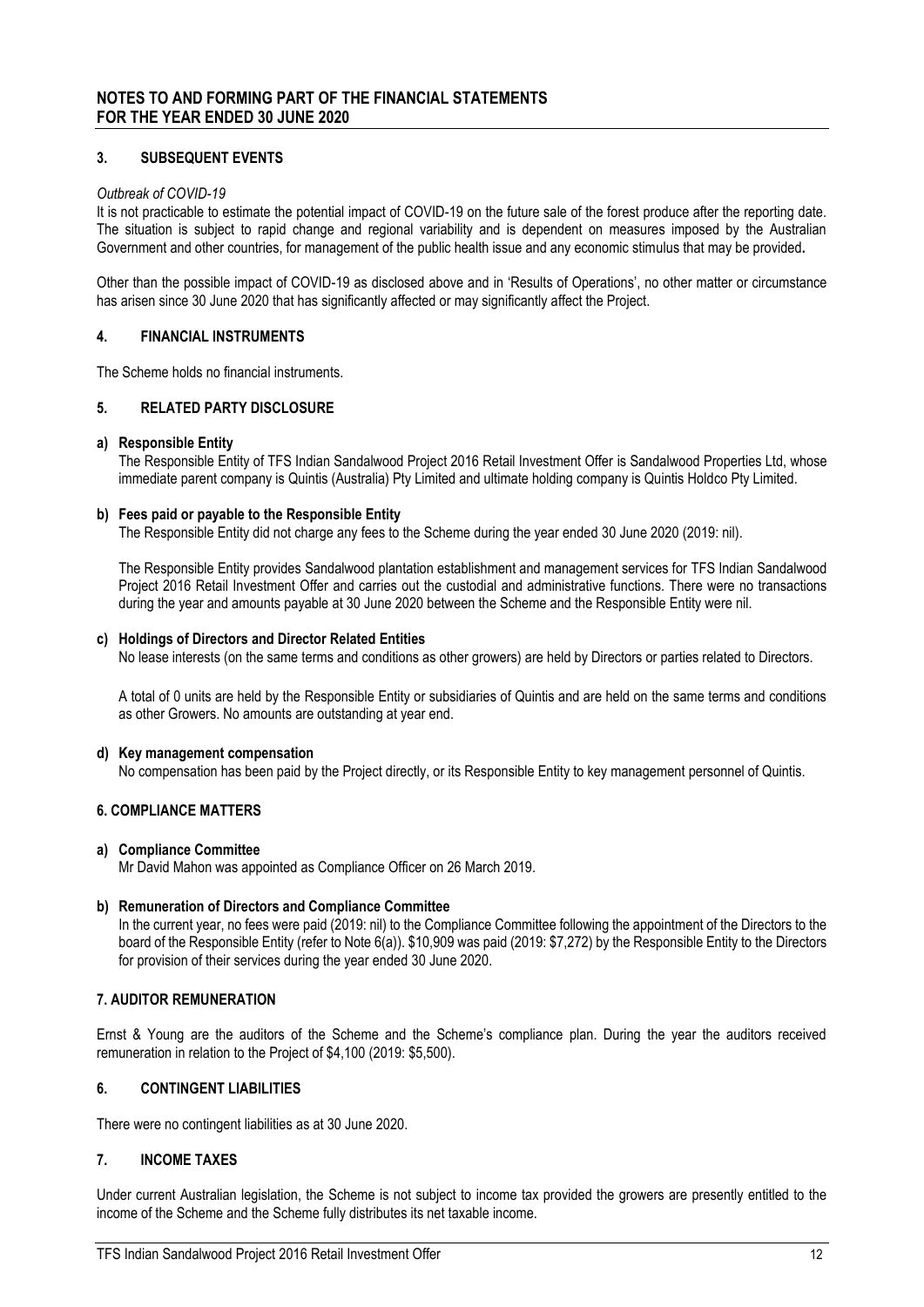## NOTES TO AND FORMING PART OF THE FINANCIAL STATEMENTS FOR THE YEAR ENDED 30 JUNE 2020

### 3. SUBSEQUENT EVENTS

*Outbreak of COVID-19*

It is not practicable to estimate the potential impact of COVID-19 on the future sale of the forest produce after the reporting date. The situation is subject to rapid change and regional variability and is dependent on measures imposed by the Australian Government and other countries, for management of the public health issue and any economic stimulus that may be provided**.**

Other than the possible impact of COVID-19 as disclosed above and in 'Results of Operations', no other matter or circumstance has arisen since 30 June 2020 that has significantly affected or may significantly affect the Project.

### 4. FINANCIAL INSTRUMENTS

The Scheme holds no financial instruments.

### 5. RELATED PARTY DISCLOSURE

**a) Responsible Entity**

The Responsible Entity of TFS Indian Sandalwood Project 2016 Retail Investment Offer is Sandalwood Properties Ltd, whose immediate parent company is Quintis (Australia) Pty Limited and ultimate holding company is Quintis Holdco Pty Limited.

**b) Fees paid or payable to the Responsible Entity**

The Responsible Entity did not charge any fees to the Scheme during the year ended 30 June 2020 (2019: nil).

The Responsible Entity provides Sandalwood plantation establishment and management services for TFS Indian Sandalwood Project 2016 Retail Investment Offer and carries out the custodial and administrative functions. There were no transactions during the year and amounts payable at 30 June 2020 between the Scheme and the Responsible Entity were nil.

**c) Holdings of Directors and Director Related Entities**

No lease interests (on the same terms and conditions as other growers) are held by Directors or parties related to Directors.

A total of 0 units are held by the Responsible Entity or subsidiaries of Quintis and are held on the same terms and conditions as other Growers. No amounts are outstanding at year end.

**d) Key management compensation**

No compensation has been paid by the Project directly, or its Responsible Entity to key management personnel of Quintis.

### 6. COMPLIANCE MATTERS

**a) Compliance Committee**

Mr David Mahon was appointed as Compliance Officer on 26 March 2019.

**b) Remuneration of Directors and Compliance Committee**

In the current year, no fees were paid (2019: nil) to the Compliance Committee following the appointment of the Directors to the board of the Responsible Entity (refer to Note 6(a)). $10,909 was paid (2019: $7,272) by the Responsible Entity to the Directors for provision of their services during the year ended 30 June 2020.

### 7. AUDITOR REMUNERATION

Ernst & Young are the auditors of the Scheme and the Scheme's compliance plan. During the year the auditors received remuneration in relation to the Project of $4,100 (2019: $5,500).

### 6. CONTINGENT LIABILITIES

There were no contingent liabilities as at 30 June 2020.

### 7. INCOME TAXES

Under current Australian legislation, the Scheme is not subject to income tax provided the growers are presently entitled to the income of the Scheme and the Scheme fully distributes its net taxable income.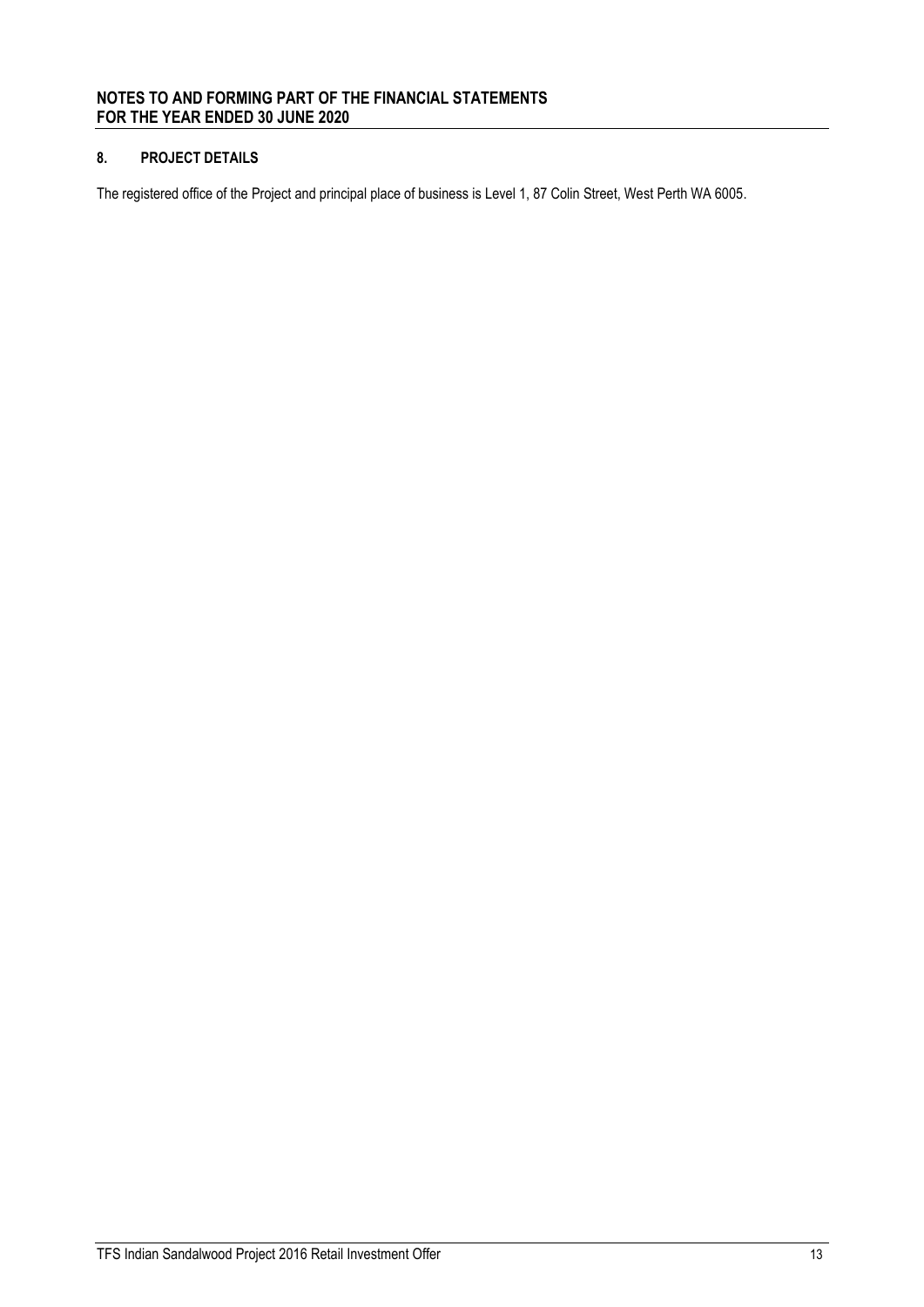## 8. PROJECT DETAILS

The registered office of the Project and principal place of business is Level 1, 87 Colin Street, West Perth WA 6005.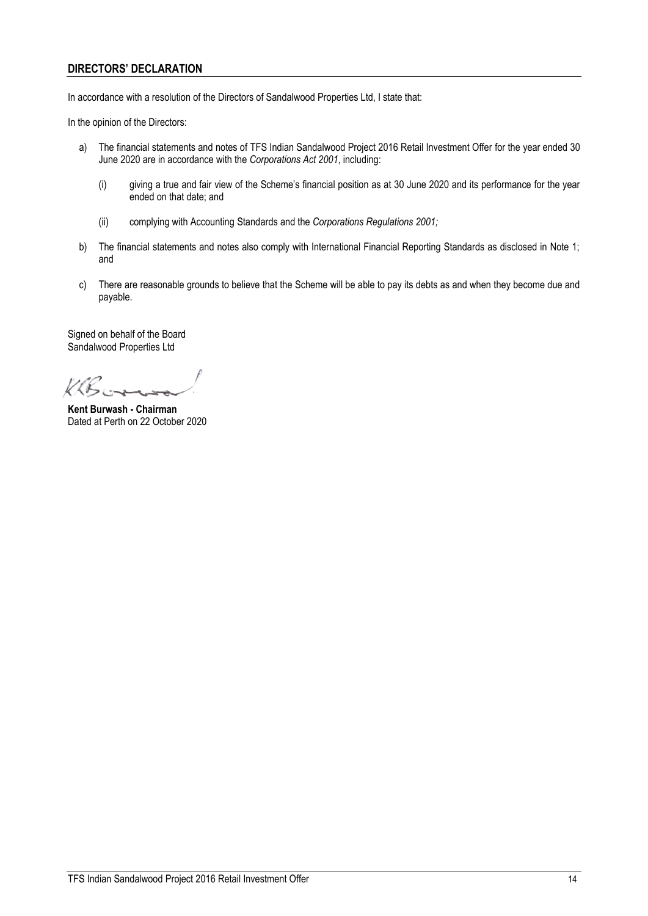## DIRECTORS' DECLARATION

In accordance with a resolution of the Directors of Sandalwood Properties Ltd, I state that:

In the opinion of the Directors:

a) The financial statements and notes of TFS Indian Sandalwood Project 2016 Retail Investment Offer for the year ended 30 June 2020 are in accordance with the *Corporations Act 2001*, including:

   (i) giving a true and fair view of the Scheme's financial position as at 30 June 2020 and its performance for the year ended on that date; and

   (ii) complying with Accounting Standards and the *Corporations Regulations 2001;*

b) The financial statements and notes also comply with International Financial Reporting Standards as disclosed in Note 1; and

c) There are reasonable grounds to believe that the Scheme will be able to pay its debts as and when they become due and payable.

Signed on behalf of the Board
Sandalwood Properties Ltd

**Kent Burwash - Chairman**
Dated at Perth on 22 October 2020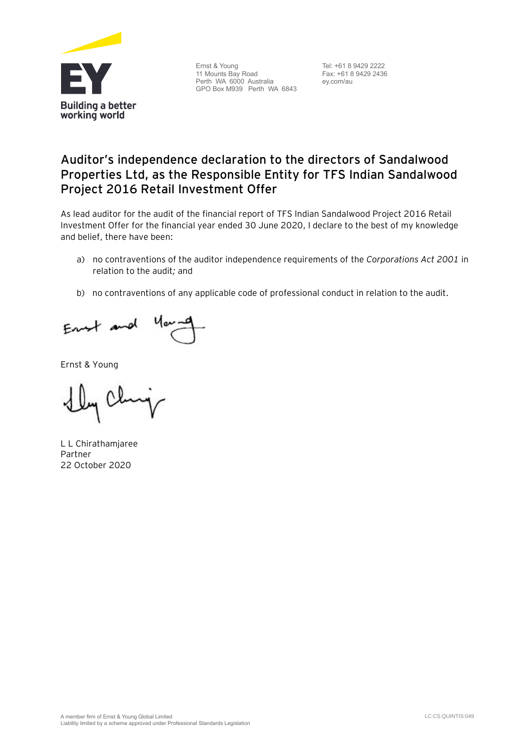Ernst & Young
11 Mounts Bay Road
Perth WA 6000 Australia
GPO Box M939 Perth WA 6843

Tel: +61 8 9429 2222
Fax: +61 8 9429 2436
ey.com/au

## Auditor's independence declaration to the directors of Sandalwood Properties Ltd, as the Responsible Entity for TFS Indian Sandalwood Project 2016 Retail Investment Offer

As lead auditor for the audit of the financial report of TFS Indian Sandalwood Project 2016 Retail Investment Offer for the financial year ended 30 June 2020, I declare to the best of my knowledge and belief, there have been:

a) no contraventions of the auditor independence requirements of the *Corporations Act 2001* in relation to the audit; and

b) no contraventions of any applicable code of professional conduct in relation to the audit.

Ernst & Young

L L Chirathamjaree
Partner
22 October 2020

A member firm of Ernst & Young Global Limited
Liability limited by a scheme approved under Professional Standards Legislation

LC:CS:QUINTIS:049